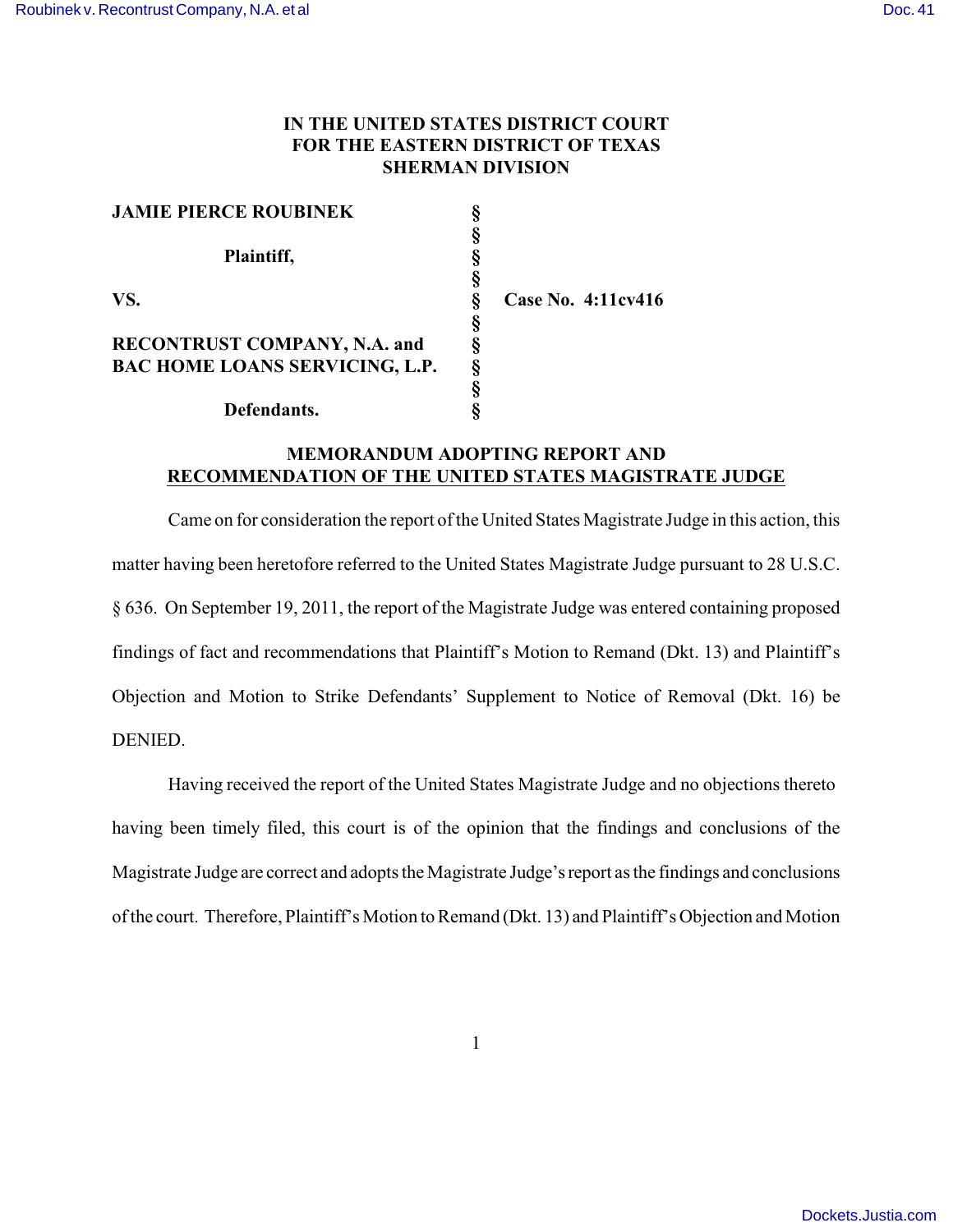**IN THE UNITED STATES DISTRICT COURT**
**FOR THE EASTERN DISTRICT OF TEXAS**
**SHERMAN DIVISION**

| | | |
|---|---|---|
| **JAMIE PIERCE ROUBINEK** | § | |
| | § | |
| **Plaintiff,** | § | |
| | § | |
| **VS.** | § | **Case No. 4:11cv416** |
| | § | |
| **RECONTRUST COMPANY, N.A. and BAC HOME LOANS SERVICING, L.P.** | § | |
| | § | |
| **Defendants.** | § | |

**MEMORANDUM ADOPTING REPORT AND RECOMMENDATION OF THE UNITED STATES MAGISTRATE JUDGE**

Came on for consideration the report of the United States Magistrate Judge in this action, this matter having been heretofore referred to the United States Magistrate Judge pursuant to 28 U.S.C. § 636. On September 19, 2011, the report of the Magistrate Judge was entered containing proposed findings of fact and recommendations that Plaintiff's Motion to Remand (Dkt. 13) and Plaintiff's Objection and Motion to Strike Defendants' Supplement to Notice of Removal (Dkt. 16) be DENIED.

Having received the report of the United States Magistrate Judge and no objections thereto having been timely filed, this court is of the opinion that the findings and conclusions of the Magistrate Judge are correct and adopts the Magistrate Judge's report as the findings and conclusions of the court. Therefore, Plaintiff's Motion to Remand (Dkt. 13) and Plaintiff's Objection and Motion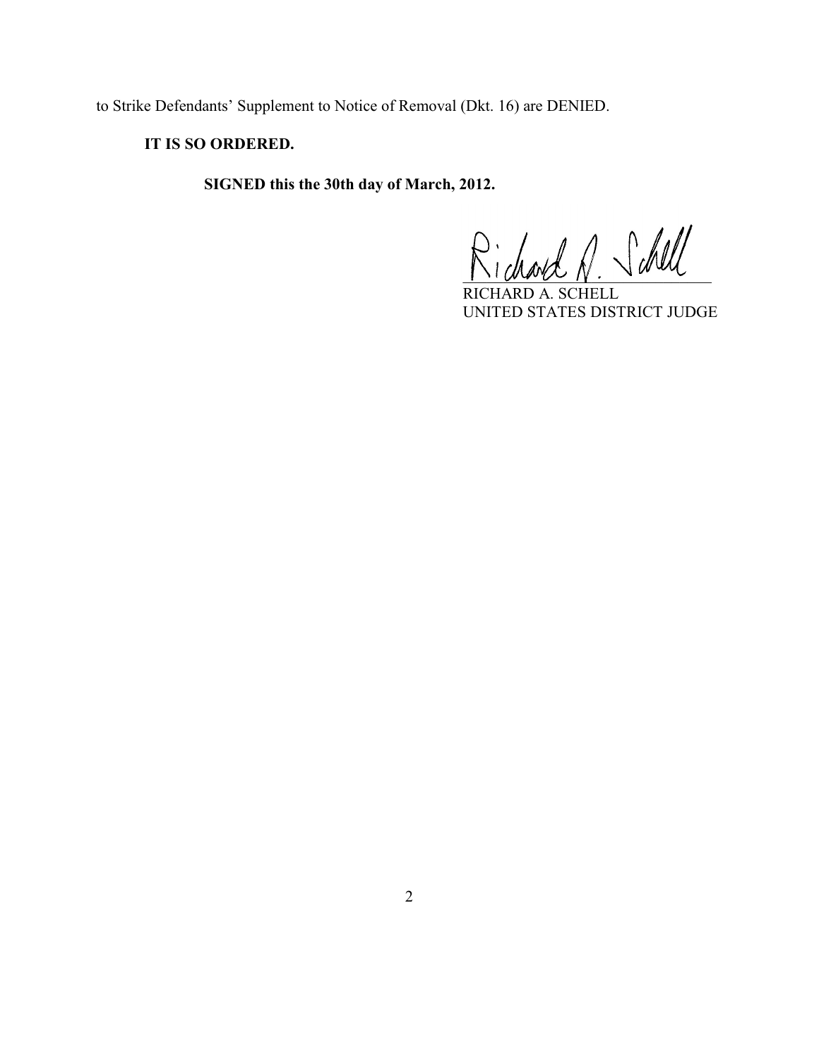to Strike Defendants' Supplement to Notice of Removal (Dkt. 16) are DENIED.

**IT IS SO ORDERED.**

**SIGNED this the 30th day of March, 2012.**

RICHARD A. SCHELL
UNITED STATES DISTRICT JUDGE